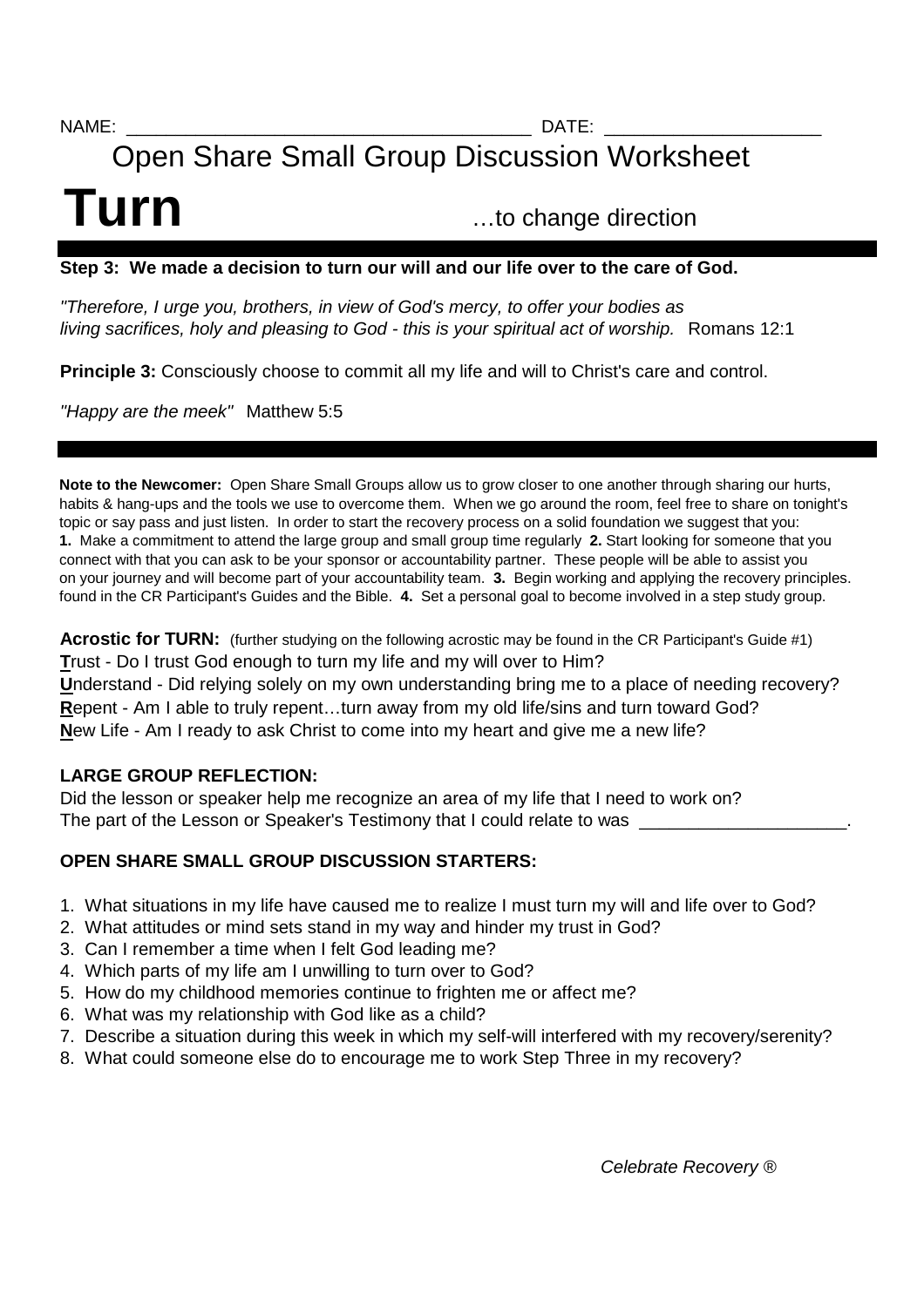NAME: _______________________________________ DATE: _____________________

# Open Share Small Group Discussion Worksheet

# Turn …to change direction

**Step 3: We made a decision to turn our will and our life over to the care of God.**

*"Therefore, I urge you, brothers, in view of God's mercy, to offer your bodies as living sacrifices, holy and pleasing to God - this is your spiritual act of worship.* Romans 12:1

**Principle 3:** Consciously choose to commit all my life and will to Christ's care and control.

*"Happy are the meek"* Matthew 5:5

---

**Note to the Newcomer:** Open Share Small Groups allow us to grow closer to one another through sharing our hurts, habits & hang-ups and the tools we use to overcome them. When we go around the room, feel free to share on tonight's topic or say pass and just listen. In order to start the recovery process on a solid foundation we suggest that you: **1.** Make a commitment to attend the large group and small group time regularly **2.** Start looking for someone that you connect with that you can ask to be your sponsor or accountability partner. These people will be able to assist you on your journey and will become part of your accountability team. **3.** Begin working and applying the recovery principles. found in the CR Participant's Guides and the Bible. **4.** Set a personal goal to become involved in a step study group.

**Acrostic for TURN:** (further studying on the following acrostic may be found in the CR Participant's Guide #1)
**T**rust - Do I trust God enough to turn my life and my will over to Him?
**U**nderstand - Did relying solely on my own understanding bring me to a place of needing recovery?
**R**epent - Am I able to truly repent…turn away from my old life/sins and turn toward God?
**N**ew Life - Am I ready to ask Christ to come into my heart and give me a new life?

**LARGE GROUP REFLECTION:**

Did the lesson or speaker help me recognize an area of my life that I need to work on?
The part of the Lesson or Speaker's Testimony that I could relate to was _____________________.

**OPEN SHARE SMALL GROUP DISCUSSION STARTERS:**

1. What situations in my life have caused me to realize I must turn my will and life over to God?
2. What attitudes or mind sets stand in my way and hinder my trust in God?
3. Can I remember a time when I felt God leading me?
4. Which parts of my life am I unwilling to turn over to God?
5. How do my childhood memories continue to frighten me or affect me?
6. What was my relationship with God like as a child?
7. Describe a situation during this week in which my self-will interfered with my recovery/serenity?
8. What could someone else do to encourage me to work Step Three in my recovery?

*Celebrate Recovery ®*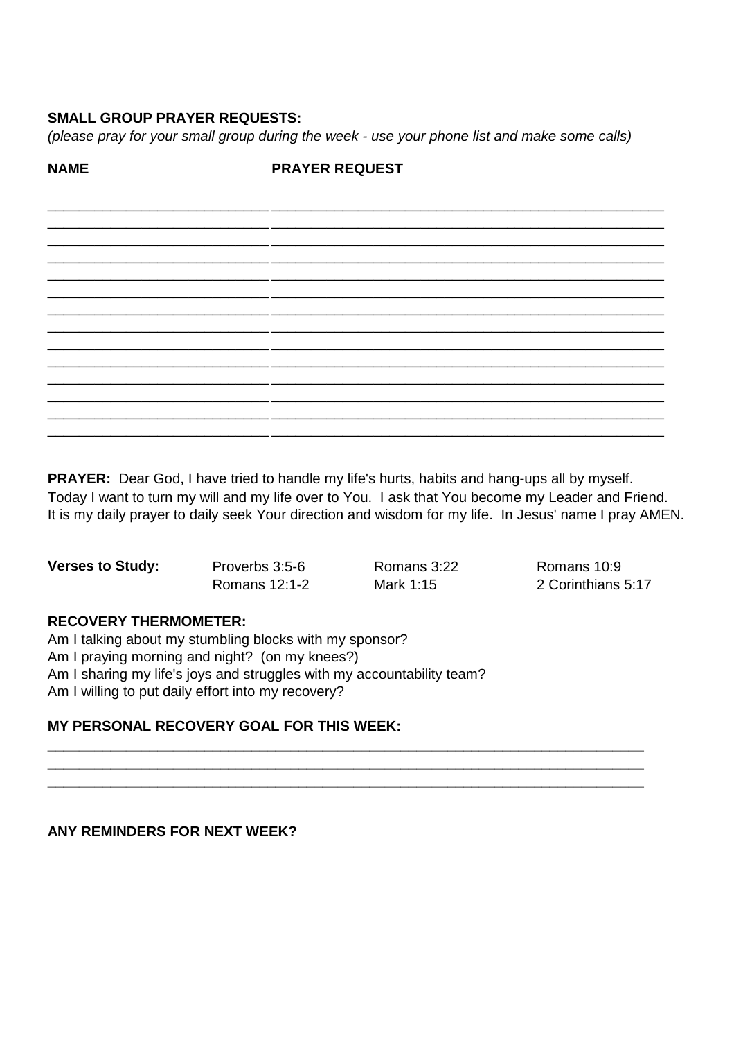**SMALL GROUP PRAYER REQUESTS:**
*(please pray for your small group during the week - use your phone list and make some calls)*

| NAME | PRAYER REQUEST |
| --- | --- |
| | |
| | |
| | |
| | |
| | |
| | |
| | |
| | |
| | |
| | |
| | |
| | |
| | |
| | |

**PRAYER:** Dear God, I have tried to handle my life's hurts, habits and hang-ups all by myself. Today I want to turn my will and my life over to You. I ask that You become my Leader and Friend. It is my daily prayer to daily seek Your direction and wisdom for my life. In Jesus' name I pray AMEN.

| | | | |
| --- | --- | --- | --- |
| **Verses to Study:** | Proverbs 3:5-6 | Romans 3:22 | Romans 10:9 |
| | Romans 12:1-2 | Mark 1:15 | 2 Corinthians 5:17 |

**RECOVERY THERMOMETER:**

Am I talking about my stumbling blocks with my sponsor?
Am I praying morning and night? (on my knees?)
Am I sharing my life's joys and struggles with my accountability team?
Am I willing to put daily effort into my recovery?

**MY PERSONAL RECOVERY GOAL FOR THIS WEEK:**

\_\_\_\_\_\_\_\_\_\_\_\_\_\_\_\_\_\_\_\_\_\_\_\_\_\_\_\_\_\_\_\_\_\_\_\_\_\_\_\_\_\_\_\_\_\_\_\_\_\_\_\_\_\_\_\_\_\_\_\_\_\_\_\_\_\_\_\_\_\_

\_\_\_\_\_\_\_\_\_\_\_\_\_\_\_\_\_\_\_\_\_\_\_\_\_\_\_\_\_\_\_\_\_\_\_\_\_\_\_\_\_\_\_\_\_\_\_\_\_\_\_\_\_\_\_\_\_\_\_\_\_\_\_\_\_\_\_\_\_\_

\_\_\_\_\_\_\_\_\_\_\_\_\_\_\_\_\_\_\_\_\_\_\_\_\_\_\_\_\_\_\_\_\_\_\_\_\_\_\_\_\_\_\_\_\_\_\_\_\_\_\_\_\_\_\_\_\_\_\_\_\_\_\_\_\_\_\_\_\_\_

**ANY REMINDERS FOR NEXT WEEK?**